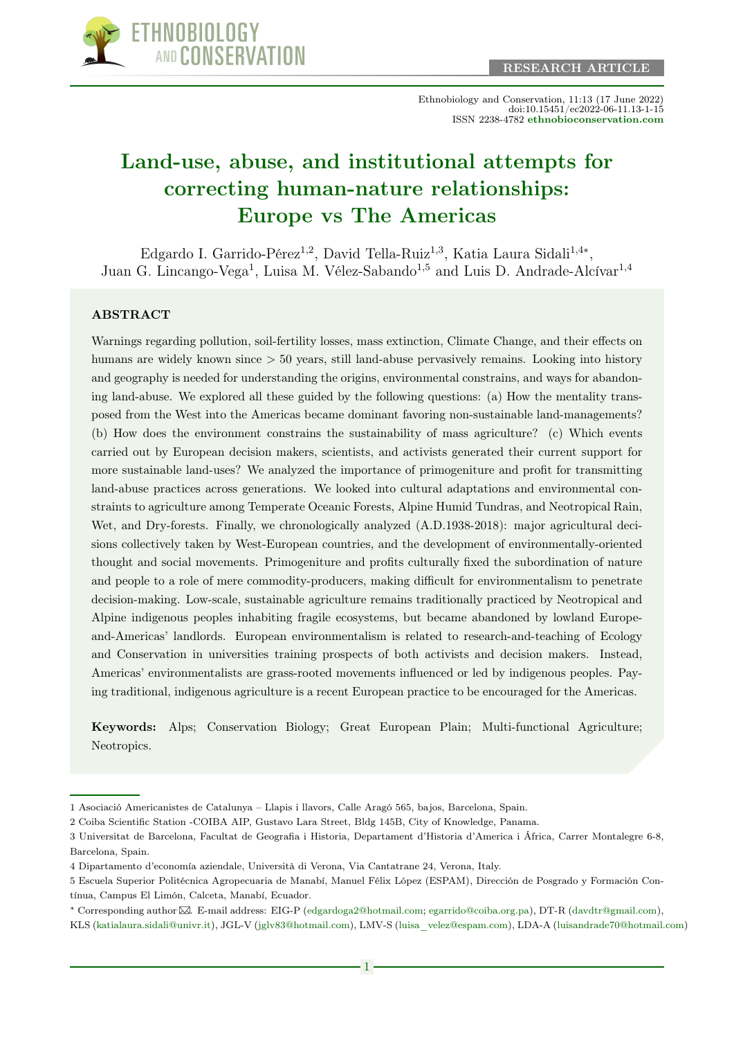RESEARCH ARTICLE

Ethnobiology and Conservation, 11:13 (17 June 2022)
doi:10.15451/ec2022-06-11.13-1-15
ISSN 2238-4782 ethnobioconservation.com

# Land-use, abuse, and institutional attempts for correcting human-nature relationships: Europe vs The Americas

Edgardo I. Garrido-Pérez[1,2], David Tella-Ruiz[1,3], Katia Laura Sidali[1,4*], Juan G. Lincango-Vega[1], Luisa M. Vélez-Sabando[1,5] and Luis D. Andrade-Alcívar[1,4]

## ABSTRACT

Warnings regarding pollution, soil-fertility losses, mass extinction, Climate Change, and their effects on humans are widely known since > 50 years, still land-abuse pervasively remains. Looking into history and geography is needed for understanding the origins, environmental constrains, and ways for abandoning land-abuse. We explored all these guided by the following questions: (a) How the mentality transposed from the West into the Americas became dominant favoring non-sustainable land-managements? (b) How does the environment constrains the sustainability of mass agriculture? (c) Which events carried out by European decision makers, scientists, and activists generated their current support for more sustainable land-uses? We analyzed the importance of primogeniture and profit for transmitting land-abuse practices across generations. We looked into cultural adaptations and environmental constraints to agriculture among Temperate Oceanic Forests, Alpine Humid Tundras, and Neotropical Rain, Wet, and Dry-forests. Finally, we chronologically analyzed (A.D.1938-2018): major agricultural decisions collectively taken by West-European countries, and the development of environmentally-oriented thought and social movements. Primogeniture and profits culturally fixed the subordination of nature and people to a role of mere commodity-producers, making difficult for environmentalism to penetrate decision-making. Low-scale, sustainable agriculture remains traditionally practiced by Neotropical and Alpine indigenous peoples inhabiting fragile ecosystems, but became abandoned by lowland Europe-and-Americas' landlords. European environmentalism is related to research-and-teaching of Ecology and Conservation in universities training prospects of both activists and decision makers. Instead, Americas' environmentalists are grass-rooted movements influenced or led by indigenous peoples. Paying traditional, indigenous agriculture is a recent European practice to be encouraged for the Americas.

**Keywords:** Alps; Conservation Biology; Great European Plain; Multi-functional Agriculture; Neotropics.

---

1 Asociació Americanistes de Catalunya – Llapis i llavors, Calle Aragó 565, bajos, Barcelona, Spain.

2 Coiba Scientific Station -COIBA AIP, Gustavo Lara Street, Bldg 145B, City of Knowledge, Panama.

3 Universitat de Barcelona, Facultat de Geografia i Historia, Departament d'Historia d'America i África, Carrer Montalegre 6-8, Barcelona, Spain.

4 Dipartamento d'economía aziendale, Università di Verona, Via Cantatrane 24, Verona, Italy.

5 Escuela Superior Politécnica Agropecuaria de Manabí, Manuel Félix López (ESPAM), Dirección de Posgrado y Formación Contínua, Campus El Limón, Calceta, Manabí, Ecuador.

* Corresponding author ✉. E-mail address: EIG-P (edgardoga2@hotmail.com; egarrido@coiba.org.pa), DT-R (davdtr@gmail.com), KLS (katialaura.sidali@univr.it), JGL-V (jglv83@hotmail.com), LMV-S (luisa_velez@espam.com), LDA-A (luisandrade70@hotmail.com)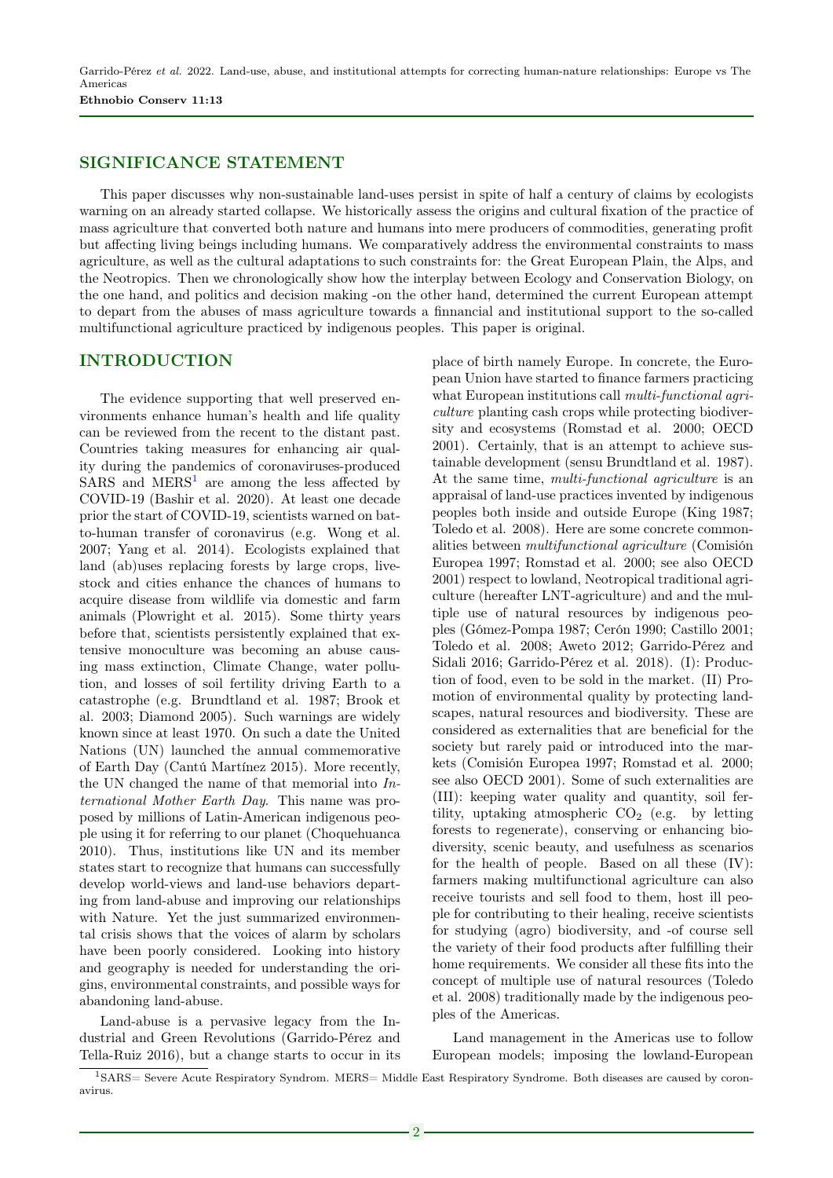## SIGNIFICANCE STATEMENT

This paper discusses why non-sustainable land-uses persist in spite of half a century of claims by ecologists warning on an already started collapse. We historically assess the origins and cultural fixation of the practice of mass agriculture that converted both nature and humans into mere producers of commodities, generating profit but affecting living beings including humans. We comparatively address the environmental constraints to mass agriculture, as well as the cultural adaptations to such constraints for: the Great European Plain, the Alps, and the Neotropics. Then we chronologically show how the interplay between Ecology and Conservation Biology, on the one hand, and politics and decision making -on the other hand, determined the current European attempt to depart from the abuses of mass agriculture towards a financial and institutional support to the so-called multifunctional agriculture practiced by indigenous peoples. This paper is original.

## INTRODUCTION

The evidence supporting that well preserved environments enhance human's health and life quality can be reviewed from the recent to the distant past. Countries taking measures for enhancing air quality during the pandemics of coronaviruses-produced SARS and MERS[1] are among the less affected by COVID-19 (Bashir et al. 2020). At least one decade prior the start of COVID-19, scientists warned on bat-to-human transfer of coronavirus (e.g. Wong et al. 2007; Yang et al. 2014). Ecologists explained that land (ab)uses replacing forests by large crops, livestock and cities enhance the chances of humans to acquire disease from wildlife via domestic and farm animals (Plowright et al. 2015). Some thirty years before that, scientists persistently explained that extensive monoculture was becoming an abuse causing mass extinction, Climate Change, water pollution, and losses of soil fertility driving Earth to a catastrophe (e.g. Brundtland et al. 1987; Brook et al. 2003; Diamond 2005). Such warnings are widely known since at least 1970. On such a date the United Nations (UN) launched the annual commemorative of Earth Day (Cantú Martínez 2015). More recently, the UN changed the name of that memorial into *International Mother Earth Day*. This name was proposed by millions of Latin-American indigenous people using it for referring to our planet (Choquehuanca 2010). Thus, institutions like UN and its member states start to recognize that humans can successfully develop world-views and land-use behaviors departing from land-abuse and improving our relationships with Nature. Yet the just summarized environmental crisis shows that the voices of alarm by scholars have been poorly considered. Looking into history and geography is needed for understanding the origins, environmental constraints, and possible ways for abandoning land-abuse.

Land-abuse is a pervasive legacy from the Industrial and Green Revolutions (Garrido-Pérez and Tella-Ruiz 2016), but a change starts to occur in its place of birth namely Europe. In concrete, the European Union have started to finance farmers practicing what European institutions call *multi-functional agriculture* planting cash crops while protecting biodiversity and ecosystems (Romstad et al. 2000; OECD 2001). Certainly, that is an attempt to achieve sustainable development (sensu Brundtland et al. 1987). At the same time, *multi-functional agriculture* is an appraisal of land-use practices invented by indigenous peoples both inside and outside Europe (King 1987; Toledo et al. 2008). Here are some concrete commonalities between *multifunctional agriculture* (Comisión Europea 1997; Romstad et al. 2000; see also OECD 2001) respect to lowland, Neotropical traditional agriculture (hereafter LNT-agriculture) and the multiple use of natural resources by indigenous peoples (Gómez-Pompa 1987; Cerón 1990; Castillo 2001; Toledo et al. 2008; Aweto 2012; Garrido-Pérez and Sidali 2016; Garrido-Pérez et al. 2018). (I): Production of food, even to be sold in the market. (II) Promotion of environmental quality by protecting landscapes, natural resources and biodiversity. These are considered as externalities that are beneficial for the society but rarely paid or introduced into the markets (Comisión Europea 1997; Romstad et al. 2000; see also OECD 2001). Some of such externalities are (III): keeping water quality and quantity, soil fertility, uptaking atmospheric $CO_2$ (e.g. by letting forests to regenerate), conserving or enhancing biodiversity, scenic beauty, and usefulness as scenarios for the health of people. Based on all these (IV): farmers making multifunctional agriculture can also receive tourists and sell food to them, host ill people for contributing to their healing, receive scientists for studying (agro) biodiversity, and -of course sell the variety of their food products after fulfilling their home requirements. We consider all these fits into the concept of multiple use of natural resources (Toledo et al. 2008) traditionally made by the indigenous peoples of the Americas.

Land management in the Americas use to follow European models; imposing the lowland-European

[1] SARS= Severe Acute Respiratory Syndrom. MERS= Middle East Respiratory Syndrome. Both diseases are caused by coronavirus.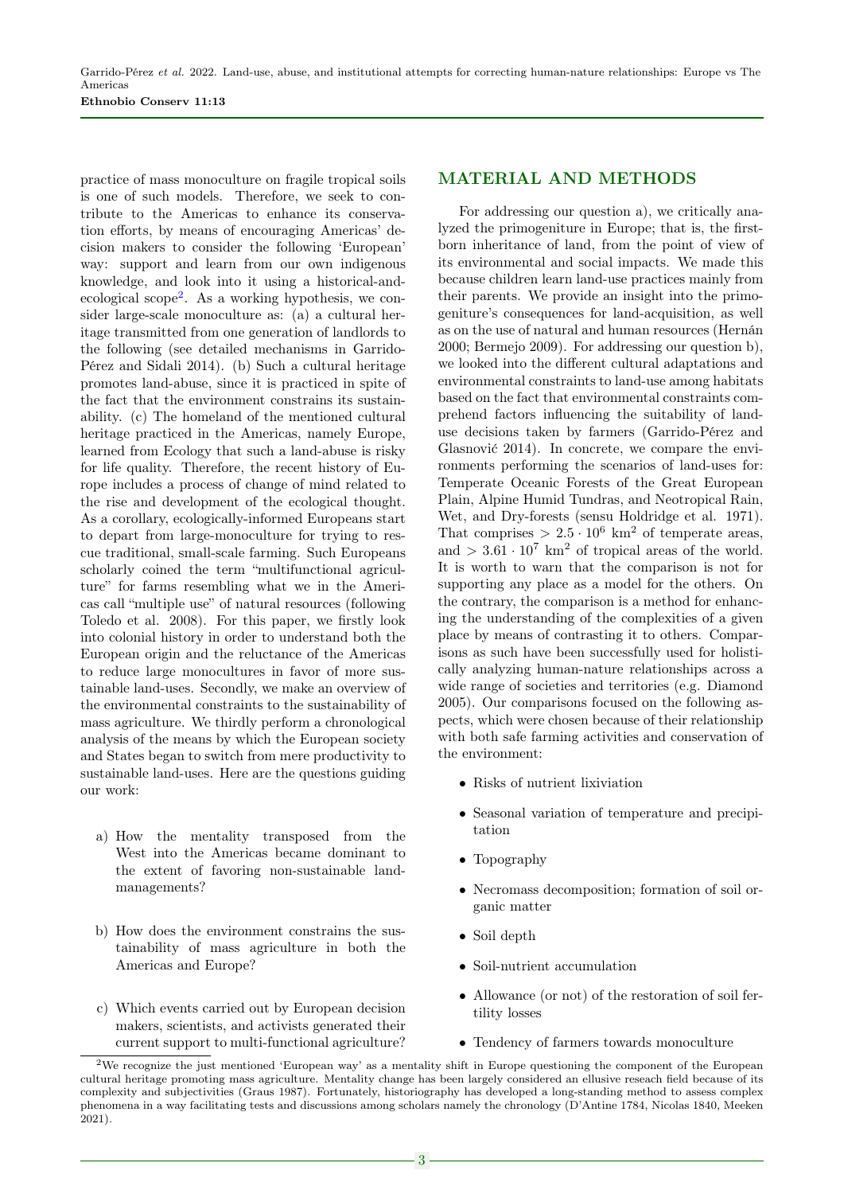practice of mass monoculture on fragile tropical soils is one of such models. Therefore, we seek to contribute to the Americas to enhance its conservation efforts, by means of encouraging Americas' decision makers to consider the following 'European' way: support and learn from our own indigenous knowledge, and look into it using a historical-and-ecological scope[2]. As a working hypothesis, we consider large-scale monoculture as: (a) a cultural heritage transmitted from one generation of landlords to the following (see detailed mechanisms in Garrido-Pérez and Sidali 2014). (b) Such a cultural heritage promotes land-abuse, since it is practiced in spite of the fact that the environment constrains its sustainability. (c) The homeland of the mentioned cultural heritage practiced in the Americas, namely Europe, learned from Ecology that such a land-abuse is risky for life quality. Therefore, the recent history of Europe includes a process of change of mind related to the rise and development of the ecological thought. As a corollary, ecologically-informed Europeans start to depart from large-monoculture for trying to rescue traditional, small-scale farming. Such Europeans scholarly coined the term "multifunctional agriculture" for farms resembling what we in the Americas call "multiple use" of natural resources (following Toledo et al. 2008). For this paper, we firstly look into colonial history in order to understand both the European origin and the reluctance of the Americas to reduce large monocultures in favor of more sustainable land-uses. Secondly, we make an overview of the environmental constraints to the sustainability of mass agriculture. We thirdly perform a chronological analysis of the means by which the European society and States began to switch from mere productivity to sustainable land-uses. Here are the questions guiding our work:

a) How the mentality transposed from the West into the Americas became dominant to the extent of favoring non-sustainable land-managements?

b) How does the environment constrains the sustainability of mass agriculture in both the Americas and Europe?

c) Which events carried out by European decision makers, scientists, and activists generated their current support to multi-functional agriculture?

## MATERIAL AND METHODS

For addressing our question a), we critically analyzed the primogeniture in Europe; that is, the first-born inheritance of land, from the point of view of its environmental and social impacts. We made this because children learn land-use practices mainly from their parents. We provide an insight into the primogeniture's consequences for land-acquisition, as well as on the use of natural and human resources (Hernán 2000; Bermejo 2009). For addressing our question b), we looked into the different cultural adaptations and environmental constraints to land-use among habitats based on the fact that environmental constraints comprehend factors influencing the suitability of land-use decisions taken by farmers (Garrido-Pérez and Glasnović 2014). In concrete, we compare the environments performing the scenarios of land-uses for: Temperate Oceanic Forests of the Great European Plain, Alpine Humid Tundras, and Neotropical Rain, Wet, and Dry-forests (sensu Holdridge et al. 1971). That comprises $> 2.5 \cdot 10^6$ km$^2$ of temperate areas, and $> 3.61 \cdot 10^7$ km$^2$ of tropical areas of the world. It is worth to warn that the comparison is not for supporting any place as a model for the others. On the contrary, the comparison is a method for enhancing the understanding of the complexities of a given place by means of contrasting it to others. Comparisons as such have been successfully used for holistically analyzing human-nature relationships across a wide range of societies and territories (e.g. Diamond 2005). Our comparisons focused on the following aspects, which were chosen because of their relationship with both safe farming activities and conservation of the environment:

- Risks of nutrient lixiviation
- Seasonal variation of temperature and precipitation
- Topography
- Necromass decomposition; formation of soil organic matter
- Soil depth
- Soil-nutrient accumulation
- Allowance (or not) of the restoration of soil fertility losses
- Tendency of farmers towards monoculture

[2] We recognize the just mentioned 'European way' as a mentality shift in Europe questioning the component of the European cultural heritage promoting mass agriculture. Mentality change has been largely considered an ellusive reseach field because of its complexity and subjectivities (Graus 1987). Fortunately, historiography has developed a long-standing method to assess complex phenomena in a way facilitating tests and discussions among scholars namely the chronology (D'Antine 1784, Nicolas 1840, Meeken 2021).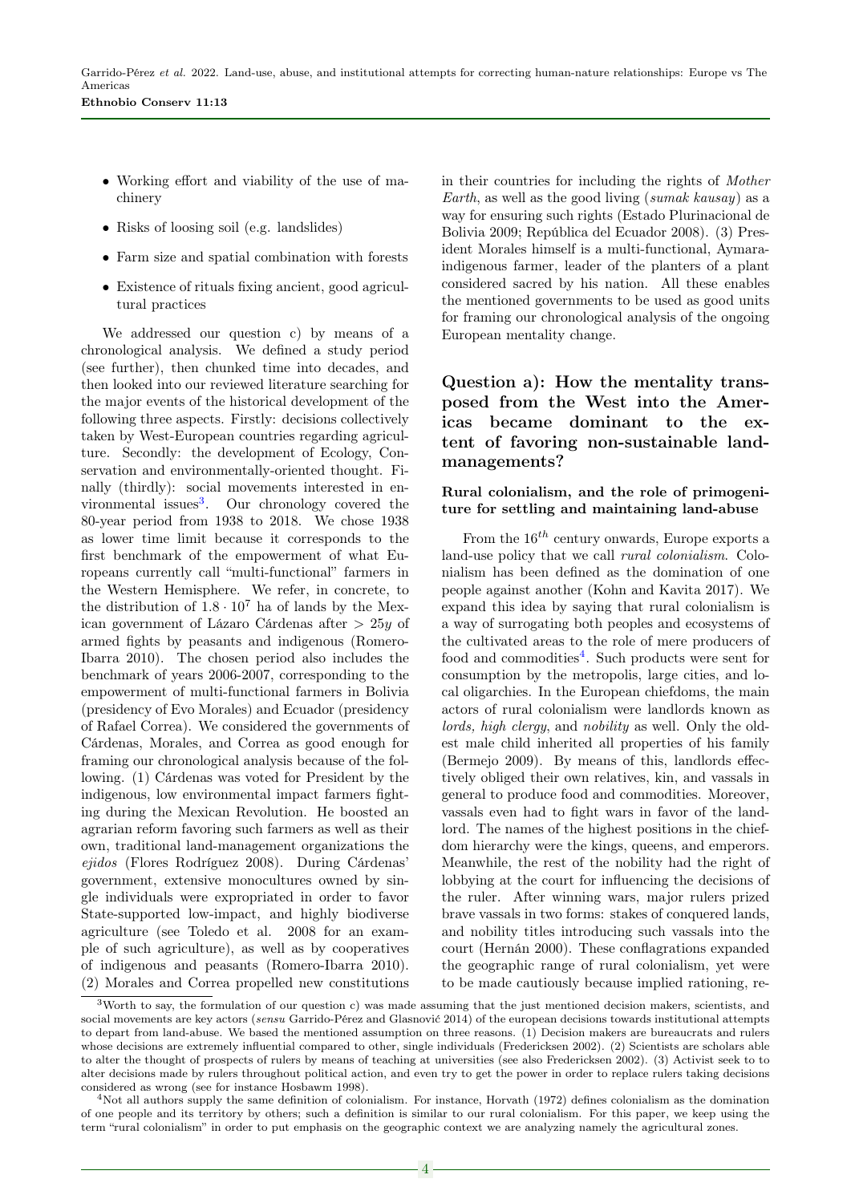- Working effort and viability of the use of machinery
- Risks of loosing soil (e.g. landslides)
- Farm size and spatial combination with forests
- Existence of rituals fixing ancient, good agricultural practices

We addressed our question c) by means of a chronological analysis. We defined a study period (see further), then chunked time into decades, and then looked into our reviewed literature searching for the major events of the historical development of the following three aspects. Firstly: decisions collectively taken by West-European countries regarding agriculture. Secondly: the development of Ecology, Conservation and environmentally-oriented thought. Finally (thirdly): social movements interested in environmental issues[3]. Our chronology covered the 80-year period from 1938 to 2018. We chose 1938 as lower time limit because it corresponds to the first benchmark of the empowerment of what Europeans currently call "multi-functional" farmers in the Western Hemisphere. We refer, in concrete, to the distribution of $1.8 \cdot 10^7$ ha of lands by the Mexican government of Lázaro Cárdenas after $> 25y$ of armed fights by peasants and indigenous (Romero-Ibarra 2010). The chosen period also includes the benchmark of years 2006-2007, corresponding to the empowerment of multi-functional farmers in Bolivia (presidency of Evo Morales) and Ecuador (presidency of Rafael Correa). We considered the governments of Cárdenas, Morales, and Correa as good enough for framing our chronological analysis because of the following. (1) Cárdenas was voted for President by the indigenous, low environmental impact farmers fighting during the Mexican Revolution. He boosted an agrarian reform favoring such farmers as well as their own, traditional land-management organizations the *ejidos* (Flores Rodríguez 2008). During Cárdenas' government, extensive monocultures owned by single individuals were expropriated in order to favor State-supported low-impact, and highly biodiverse agriculture (see Toledo et al. 2008 for an example of such agriculture), as well as by cooperatives of indigenous and peasants (Romero-Ibarra 2010). (2) Morales and Correa propelled new constitutions in their countries for including the rights of *Mother Earth*, as well as the good living (*sumak kausay*) as a way for ensuring such rights (Estado Plurinacional de Bolivia 2009; República del Ecuador 2008). (3) President Morales himself is a multi-functional, Aymara-indigenous farmer, leader of the planters of a plant considered sacred by his nation. All these enables the mentioned governments to be used as good units for framing our chronological analysis of the ongoing European mentality change.

## Question a): How the mentality transposed from the West into the Americas became dominant to the extent of favoring non-sustainable land-managements?

### Rural colonialism, and the role of primogeniture for settling and maintaining land-abuse

From the $16^{th}$ century onwards, Europe exports a land-use policy that we call *rural colonialism*. Colonialism has been defined as the domination of one people against another (Kohn and Kavita 2017). We expand this idea by saying that rural colonialism is a way of surrogating both peoples and ecosystems of the cultivated areas to the role of mere producers of food and commodities[4]. Such products were sent for consumption by the metropolis, large cities, and local oligarchies. In the European chiefdoms, the main actors of rural colonialism were landlords known as *lords, high clergy*, and *nobility* as well. Only the oldest male child inherited all properties of his family (Bermejo 2009). By means of this, landlords effectively obliged their own relatives, kin, and vassals in general to produce food and commodities. Moreover, vassals even had to fight wars in favor of the landlord. The names of the highest positions in the chiefdom hierarchy were the kings, queens, and emperors. Meanwhile, the rest of the nobility had the right of lobbying at the court for influencing the decisions of the ruler. After winning wars, major rulers prized brave vassals in two forms: stakes of conquered lands, and nobility titles introducing such vassals into the court (Hernán 2000). These conflagrations expanded the geographic range of rural colonialism, yet were to be made cautiously because implied rationing, re-

[3] Worth to say, the formulation of our question c) was made assuming that the just mentioned decision makers, scientists, and social movements are key actors (*sensu* Garrido-Pérez and Glasnović 2014) of the european decisions towards institutional attempts to depart from land-abuse. We based the mentioned assumption on three reasons. (1) Decision makers are bureaucrats and rulers whose decisions are extremely influential compared to other, single individuals (Fredericksen 2002). (2) Scientists are scholars able to alter the thought of prospects of rulers by means of teaching at universities (see also Fredericksen 2002). (3) Activist seek to to alter decisions made by rulers throughout political action, and even try to get the power in order to replace rulers taking decisions considered as wrong (see for instance Hosbawm 1998).

[4] Not all authors supply the same definition of colonialism. For instance, Horvath (1972) defines colonialism as the domination of one people and its territory by others; such a definition is similar to our rural colonialism. For this paper, we keep using the term "rural colonialism" in order to put emphasis on the geographic context we are analyzing namely the agricultural zones.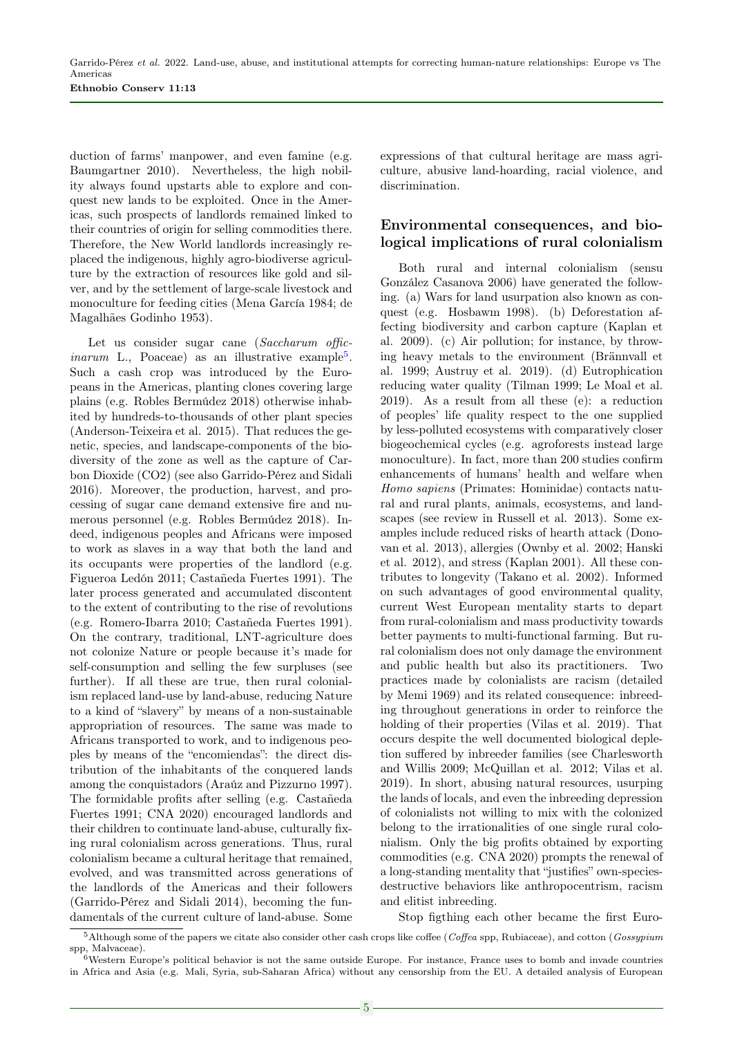duction of farms' manpower, and even famine (e.g. Baumgartner 2010). Nevertheless, the high nobility always found upstarts able to explore and conquest new lands to be exploited. Once in the Americas, such prospects of landlords remained linked to their countries of origin for selling commodities there. Therefore, the New World landlords increasingly replaced the indigenous, highly agro-biodiverse agriculture by the extraction of resources like gold and silver, and by the settlement of large-scale livestock and monoculture for feeding cities (Mena García 1984; de Magalhães Godinho 1953).

Let us consider sugar cane (*Saccharum officinarum* L., Poaceae) as an illustrative example[5]. Such a cash crop was introduced by the Europeans in the Americas, planting clones covering large plains (e.g. Robles Bermúdez 2018) otherwise inhabited by hundreds-to-thousands of other plant species (Anderson-Teixeira et al. 2015). That reduces the genetic, species, and landscape-components of the biodiversity of the zone as well as the capture of Carbon Dioxide (CO2) (see also Garrido-Pérez and Sidali 2016). Moreover, the production, harvest, and processing of sugar cane demand extensive fire and numerous personnel (e.g. Robles Bermúdez 2018). Indeed, indigenous peoples and Africans were imposed to work as slaves in a way that both the land and its occupants were properties of the landlord (e.g. Figueroa Ledón 2011; Castañeda Fuertes 1991). The later process generated and accumulated discontent to the extent of contributing to the rise of revolutions (e.g. Romero-Ibarra 2010; Castañeda Fuertes 1991). On the contrary, traditional, LNT-agriculture does not colonize Nature or people because it's made for self-consumption and selling the few surpluses (see further). If all these are true, then rural colonialism replaced land-use by land-abuse, reducing Nature to a kind of "slavery" by means of a non-sustainable appropriation of resources. The same was made to Africans transported to work, and to indigenous peoples by means of the "encomiendas": the direct distribution of the inhabitants of the conquered lands among the conquistadors (Araúz and Pizzurno 1997). The formidable profits after selling (e.g. Castañeda Fuertes 1991; CNA 2020) encouraged landlords and their children to continuate land-abuse, culturally fixing rural colonialism across generations. Thus, rural colonialism became a cultural heritage that remained, evolved, and was transmitted across generations of the landlords of the Americas and their followers (Garrido-Pérez and Sidali 2014), becoming the fundamentals of the current culture of land-abuse. Some expressions of that cultural heritage are mass agriculture, abusive land-hoarding, racial violence, and discrimination.

## Environmental consequences, and biological implications of rural colonialism

Both rural and internal colonialism (sensu González Casanova 2006) have generated the following. (a) Wars for land usurpation also known as conquest (e.g. Hosbawm 1998). (b) Deforestation affecting biodiversity and carbon capture (Kaplan et al. 2009). (c) Air pollution; for instance, by throwing heavy metals to the environment (Brännvall et al. 1999; Austruy et al. 2019). (d) Eutrophication reducing water quality (Tilman 1999; Le Moal et al. 2019). As a result from all these (e): a reduction of peoples' life quality respect to the one supplied by less-polluted ecosystems with comparatively closer biogeochemical cycles (e.g. agroforests instead large monoculture). In fact, more than 200 studies confirm enhancements of humans' health and welfare when *Homo sapiens* (Primates: Hominidae) contacts natural and rural plants, animals, ecosystems, and landscapes (see review in Russell et al. 2013). Some examples include reduced risks of hearth attack (Donovan et al. 2013), allergies (Ownby et al. 2002; Hanski et al. 2012), and stress (Kaplan 2001). All these contributes to longevity (Takano et al. 2002). Informed on such advantages of good environmental quality, current West European mentality starts to depart from rural-colonialism and mass productivity towards better payments to multi-functional farming. But rural colonialism does not only damage the environment and public health but also its practitioners. Two practices made by colonialists are racism (detailed by Memi 1969) and its related consequence: inbreeding throughout generations in order to reinforce the holding of their properties (Vilas et al. 2019). That occurs despite the well documented biological depletion suffered by inbreeder families (see Charlesworth and Willis 2009; McQuillan et al. 2012; Vilas et al. 2019). In short, abusing natural resources, usurping the lands of locals, and even the inbreeding depression of colonialists not willing to mix with the colonized belong to the irrationalities of one single rural colonialism. Only the big profits obtained by exporting commodities (e.g. CNA 2020) prompts the renewal of a long-standing mentality that "justifies" own-species-destructive behaviors like anthropocentrism, racism and elitist inbreeding.

Stop figthing each other became the first Euro-

---

[5] Although some of the papers we citate also consider other cash crops like coffee (*Coffea* spp, Rubiaceae), and cotton (*Gossypium* spp, Malvaceae).

[6] Western Europe's political behavior is not the same outside Europe. For instance, France uses to bomb and invade countries in Africa and Asia (e.g. Mali, Syria, sub-Saharan Africa) without any censorship from the EU. A detailed analysis of European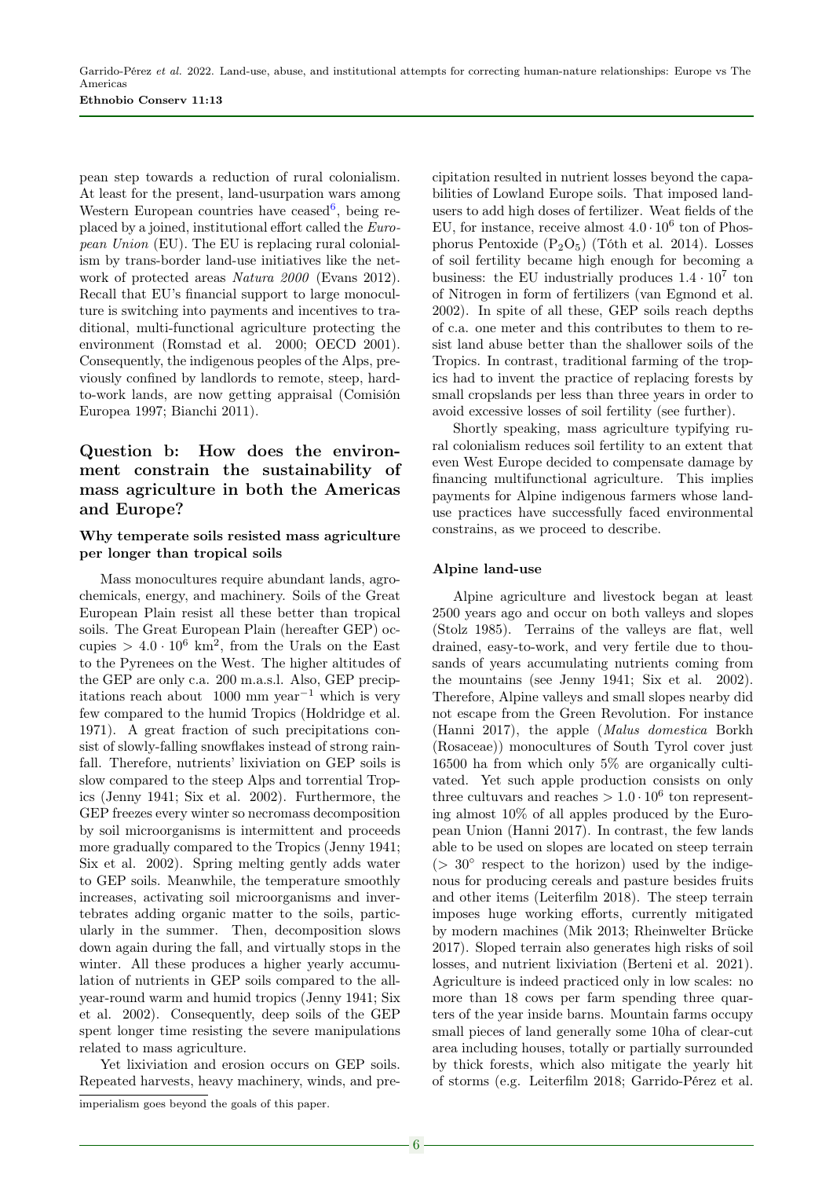pean step towards a reduction of rural colonialism. At least for the present, land-usurpation wars among Western European countries have ceased[6], being replaced by a joined, institutional effort called the *European Union* (EU). The EU is replacing rural colonialism by trans-border land-use initiatives like the network of protected areas *Natura 2000* (Evans 2012). Recall that EU's financial support to large monoculture is switching into payments and incentives to traditional, multi-functional agriculture protecting the environment (Romstad et al. 2000; OECD 2001). Consequently, the indigenous peoples of the Alps, previously confined by landlords to remote, steep, hard-to-work lands, are now getting appraisal (Comisión Europea 1997; Bianchi 2011).

## Question b: How does the environment constrain the sustainability of mass agriculture in both the Americas and Europe?

### Why temperate soils resisted mass agriculture per longer than tropical soils

Mass monocultures require abundant lands, agrochemicals, energy, and machinery. Soils of the Great European Plain resist all these better than tropical soils. The Great European Plain (hereafter GEP) occupies $> 4.0 \cdot 10^6$ km$^2$, from the Urals on the East to the Pyrenees on the West. The higher altitudes of the GEP are only c.a. 200 m.a.s.l. Also, GEP precipitations reach about 1000 mm year$^{-1}$ which is very few compared to the humid Tropics (Holdridge et al. 1971). A great fraction of such precipitations consist of slowly-falling snowflakes instead of strong rainfall. Therefore, nutrients' lixiviation on GEP soils is slow compared to the steep Alps and torrential Tropics (Jenny 1941; Six et al. 2002). Furthermore, the GEP freezes every winter so necromass decomposition by soil microorganisms is intermittent and proceeds more gradually compared to the Tropics (Jenny 1941; Six et al. 2002). Spring melting gently adds water to GEP soils. Meanwhile, the temperature smoothly increases, activating soil microorganisms and invertebrates adding organic matter to the soils, particularly in the summer. Then, decomposition slows down again during the fall, and virtually stops in the winter. All these produces a higher yearly accumulation of nutrients in GEP soils compared to the all-year-round warm and humid tropics (Jenny 1941; Six et al. 2002). Consequently, deep soils of the GEP spent longer time resisting the severe manipulations related to mass agriculture.

Yet lixiviation and erosion occurs on GEP soils. Repeated harvests, heavy machinery, winds, and precipitation resulted in nutrient losses beyond the capabilities of Lowland Europe soils. That imposed land-users to add high doses of fertilizer. Weat fields of the EU, for instance, receive almost $4.0 \cdot 10^6$ ton of Phosphorus Pentoxide ($P_2O_5$) (Tóth et al. 2014). Losses of soil fertility became high enough for becoming a business: the EU industrially produces $1.4 \cdot 10^7$ ton of Nitrogen in form of fertilizers (van Egmond et al. 2002). In spite of all these, GEP soils reach depths of c.a. one meter and this contributes to them to resist land abuse better than the shallower soils of the Tropics. In contrast, traditional farming of the tropics had to invent the practice of replacing forests by small cropslands per less than three years in order to avoid excessive losses of soil fertility (see further).

Shortly speaking, mass agriculture typifying rural colonialism reduces soil fertility to an extent that even West Europe decided to compensate damage by financing multifunctional agriculture. This implies payments for Alpine indigenous farmers whose land-use practices have successfully faced environmental constrains, as we proceed to describe.

### Alpine land-use

Alpine agriculture and livestock began at least 2500 years ago and occur on both valleys and slopes (Stolz 1985). Terrains of the valleys are flat, well drained, easy-to-work, and very fertile due to thousands of years accumulating nutrients coming from the mountains (see Jenny 1941; Six et al. 2002). Therefore, Alpine valleys and small slopes nearby did not escape from the Green Revolution. For instance (Hanni 2017), the apple (*Malus domestica* Borkh (Rosaceae)) monocultures of South Tyrol cover just 16500 ha from which only 5% are organically cultivated. Yet such apple production consists on only three cultuvars and reaches $> 1.0 \cdot 10^6$ ton representing almost 10% of all apples produced by the European Union (Hanni 2017). In contrast, the few lands able to be used on slopes are located on steep terrain ($> 30°$ respect to the horizon) used by the indigenous for producing cereals and pasture besides fruits and other items (Leiterfilm 2018). The steep terrain imposes huge working efforts, currently mitigated by modern machines (Mik 2013; Rheinwelter Brücke 2017). Sloped terrain also generates high risks of soil losses, and nutrient lixiviation (Berteni et al. 2021). Agriculture is indeed practiced only in low scales: no more than 18 cows per farm spending three quarters of the year inside barns. Mountain farms occupy small pieces of land generally some 10ha of clear-cut area including houses, totally or partially surrounded by thick forests, which also mitigate the yearly hit of storms (e.g. Leiterfilm 2018; Garrido-Pérez et al.

imperialism goes beyond the goals of this paper.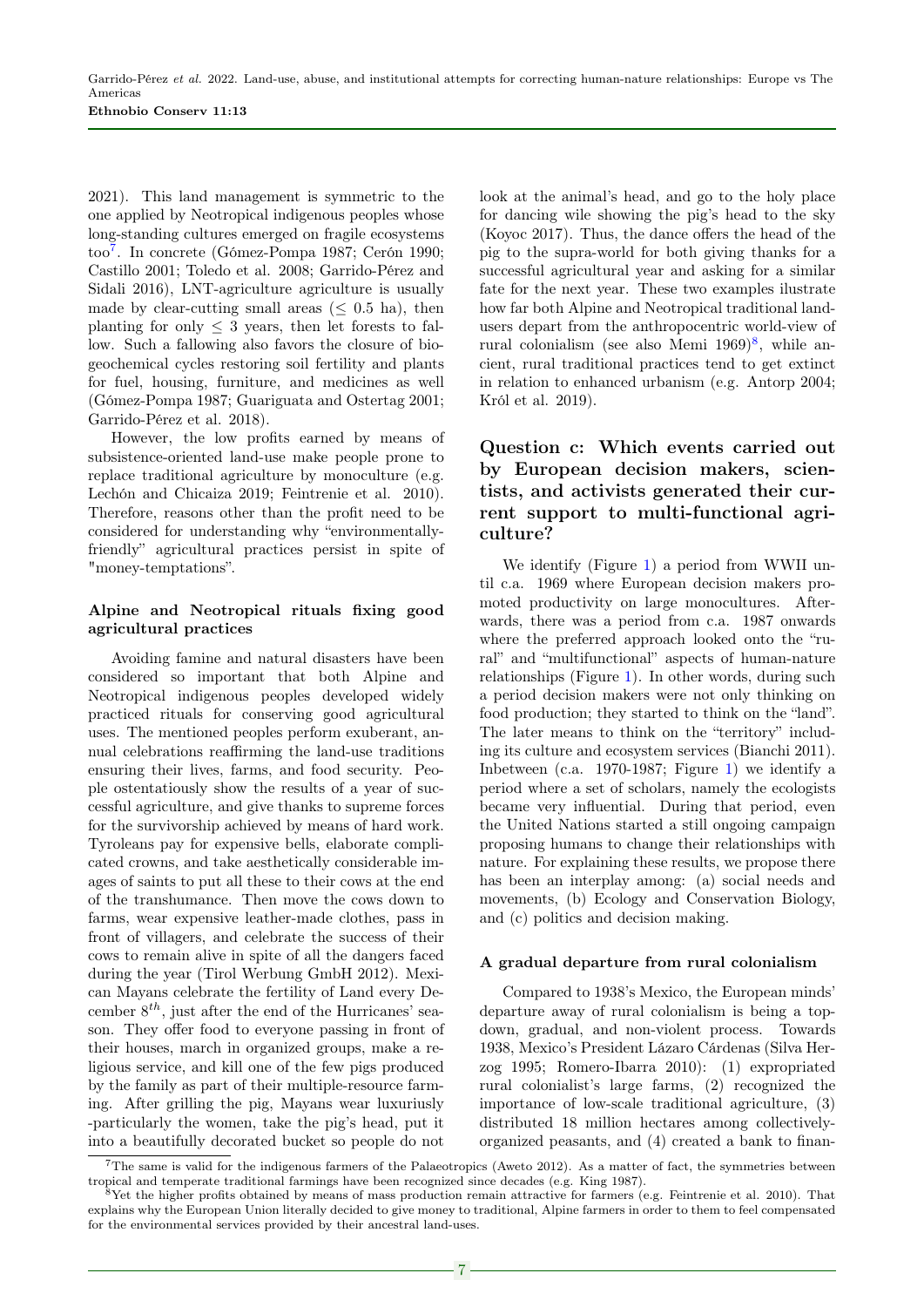2021). This land management is symmetric to the one applied by Neotropical indigenous peoples whose long-standing cultures emerged on fragile ecosystems too[7]. In concrete (Gómez-Pompa 1987; Cerón 1990; Castillo 2001; Toledo et al. 2008; Garrido-Pérez and Sidali 2016), LNT-agriculture agriculture is usually made by clear-cutting small areas ($\leq$ 0.5 ha), then planting for only $\leq$ 3 years, then let forests to fallow. Such a fallowing also favors the closure of biogeochemical cycles restoring soil fertility and plants for fuel, housing, furniture, and medicines as well (Gómez-Pompa 1987; Guariguata and Ostertag 2001; Garrido-Pérez et al. 2018).

However, the low profits earned by means of subsistence-oriented land-use make people prone to replace traditional agriculture by monoculture (e.g. Lechón and Chicaiza 2019; Feintrenie et al. 2010). Therefore, reasons other than the profit need to be considered for understanding why "environmentally-friendly" agricultural practices persist in spite of "money-temptations".

### Alpine and Neotropical rituals fixing good agricultural practices

Avoiding famine and natural disasters have been considered so important that both Alpine and Neotropical indigenous peoples developed widely practiced rituals for conserving good agricultural uses. The mentioned peoples perform exuberant, annual celebrations reaffirming the land-use traditions ensuring their lives, farms, and food security. People ostentatiously show the results of a year of successful agriculture, and give thanks to supreme forces for the survivorship achieved by means of hard work. Tyroleans pay for expensive bells, elaborate complicated crowns, and take aesthetically considerable images of saints to put all these to their cows at the end of the transhumance. Then move the cows down to farms, wear expensive leather-made clothes, pass in front of villagers, and celebrate the success of their cows to remain alive in spite of all the dangers faced during the year (Tirol Werbung GmbH 2012). Mexican Mayans celebrate the fertility of Land every December $8^{th}$, just after the end of the Hurricanes' season. They offer food to everyone passing in front of their houses, march in organized groups, make a religious service, and kill one of the few pigs produced by the family as part of their multiple-resource farming. After grilling the pig, Mayans wear luxuriusly -particularly the women, take the pig's head, put it into a beautifully decorated bucket so people do not look at the animal's head, and go to the holy place for dancing wile showing the pig's head to the sky (Koyoc 2017). Thus, the dance offers the head of the pig to the supra-world for both giving thanks for a successful agricultural year and asking for a similar fate for the next year. These two examples ilustrate how far both Alpine and Neotropical traditional land-users depart from the anthropocentric world-view of rural colonialism (see also Memi 1969)[8], while ancient, rural traditional practices tend to get extinct in relation to enhanced urbanism (e.g. Antorp 2004; Król et al. 2019).

## Question c: Which events carried out by European decision makers, scientists, and activists generated their current support to multi-functional agriculture?

We identify (Figure 1) a period from WWII until c.a. 1969 where European decision makers promoted productivity on large monocultures. Afterwards, there was a period from c.a. 1987 onwards where the preferred approach looked onto the "rural" and "multifunctional" aspects of human-nature relationships (Figure 1). In other words, during such a period decision makers were not only thinking on food production; they started to think on the "land". The later means to think on the "territory" including its culture and ecosystem services (Bianchi 2011). Inbetween (c.a. 1970-1987; Figure 1) we identify a period where a set of scholars, namely the ecologists became very influential. During that period, even the United Nations started a still ongoing campaign proposing humans to change their relationships with nature. For explaining these results, we propose there has been an interplay among: (a) social needs and movements, (b) Ecology and Conservation Biology, and (c) politics and decision making.

### A gradual departure from rural colonialism

Compared to 1938's Mexico, the European minds' departure away of rural colonialism is being a top-down, gradual, and non-violent process. Towards 1938, Mexico's President Lázaro Cárdenas (Silva Herzog 1995; Romero-Ibarra 2010): (1) expropriated rural colonialist's large farms, (2) recognized the importance of low-scale traditional agriculture, (3) distributed 18 million hectares among collectively-organized peasants, and (4) created a bank to finan-

[7] The same is valid for the indigenous farmers of the Palaeotropics (Aweto 2012). As a matter of fact, the symmetries between tropical and temperate traditional farmings have been recognized since decades (e.g. King 1987).

[8] Yet the higher profits obtained by means of mass production remain attractive for farmers (e.g. Feintrenie et al. 2010). That explains why the European Union literally decided to give money to traditional, Alpine farmers in order to them to feel compensated for the environmental services provided by their ancestral land-uses.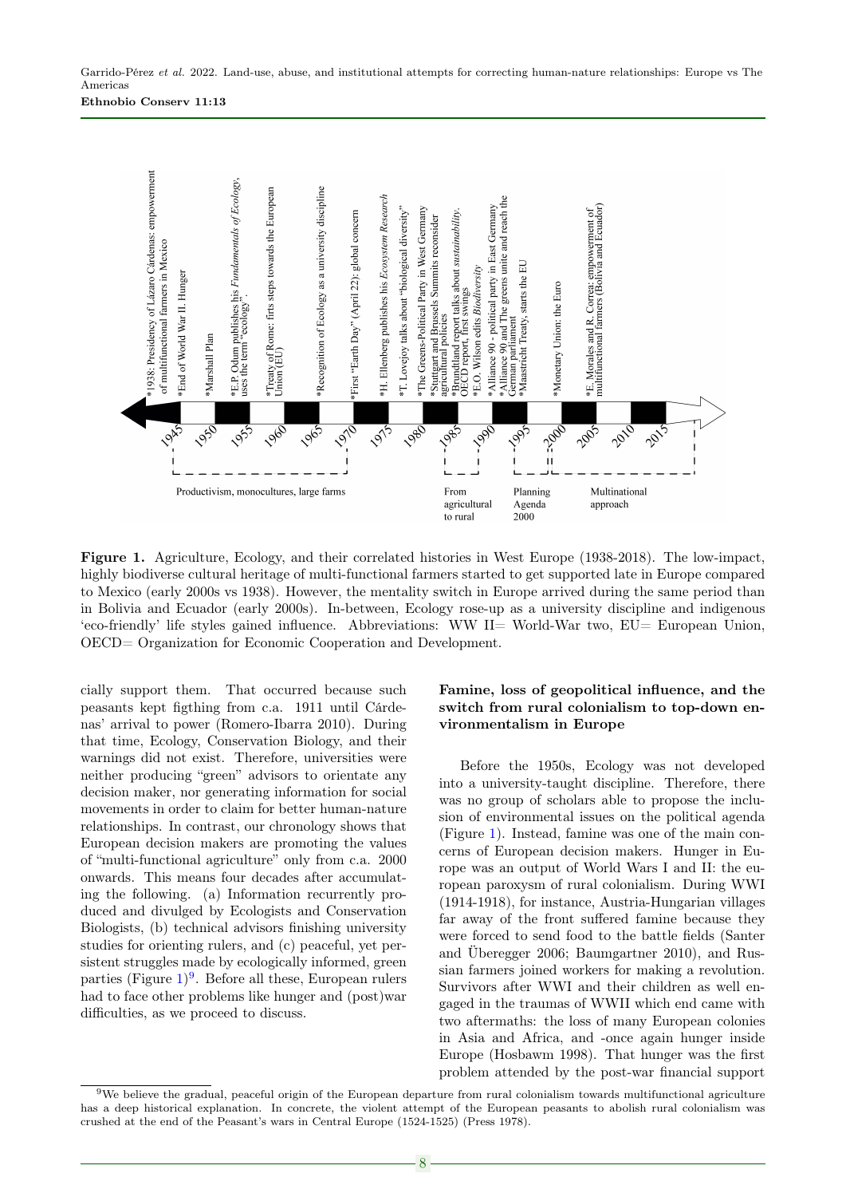**Figure 1.** Agriculture, Ecology, and their correlated histories in West Europe (1938-2018). The low-impact, highly biodiverse cultural heritage of multi-functional farmers started to get supported late in Europe compared to Mexico (early 2000s vs 1938). However, the mentality switch in Europe arrived during the same period than in Bolivia and Ecuador (early 2000s). In-between, Ecology rose-up as a university discipline and indigenous 'eco-friendly' life styles gained influence. Abbreviations: WW II= World-War two, EU= European Union, OECD= Organization for Economic Cooperation and Development.

cially support them. That occurred because such peasants kept figthing from c.a. 1911 until Cárdenas' arrival to power (Romero-Ibarra 2010). During that time, Ecology, Conservation Biology, and their warnings did not exist. Therefore, universities were neither producing "green" advisors to orientate any decision maker, nor generating information for social movements in order to claim for better human-nature relationships. In contrast, our chronology shows that European decision makers are promoting the values of "multi-functional agriculture" only from c.a. 2000 onwards. This means four decades after accumulating the following. (a) Information recurrently produced and divulged by Ecologists and Conservation Biologists, (b) technical advisors finishing university studies for orienting rulers, and (c) peaceful, yet persistent struggles made by ecologically informed, green parties (Figure 1)[9]. Before all these, European rulers had to face other problems like hunger and (post)war difficulties, as we proceed to discuss.

## Famine, loss of geopolitical influence, and the switch from rural colonialism to top-down environmentalism in Europe

Before the 1950s, Ecology was not developed into a university-taught discipline. Therefore, there was no group of scholars able to propose the inclusion of environmental issues on the political agenda (Figure 1). Instead, famine was one of the main concerns of European decision makers. Hunger in Europe was an output of World Wars I and II: the european paroxysm of rural colonialism. During WWI (1914-1918), for instance, Austria-Hungarian villages far away of the front suffered famine because they were forced to send food to the battle fields (Santer and Überegger 2006; Baumgartner 2010), and Russian farmers joined workers for making a revolution. Survivors after WWI and their children as well engaged in the traumas of WWII which end came with two aftermaths: the loss of many European colonies in Asia and Africa, and -once again hunger inside Europe (Hosbawm 1998). That hunger was the first problem attended by the post-war financial support

[9] We believe the gradual, peaceful origin of the European departure from rural colonialism towards multifunctional agriculture has a deep historical explanation. In concrete, the violent attempt of the European peasants to abolish rural colonialism was crushed at the end of the Peasant's wars in Central Europe (1524-1525) (Press 1978).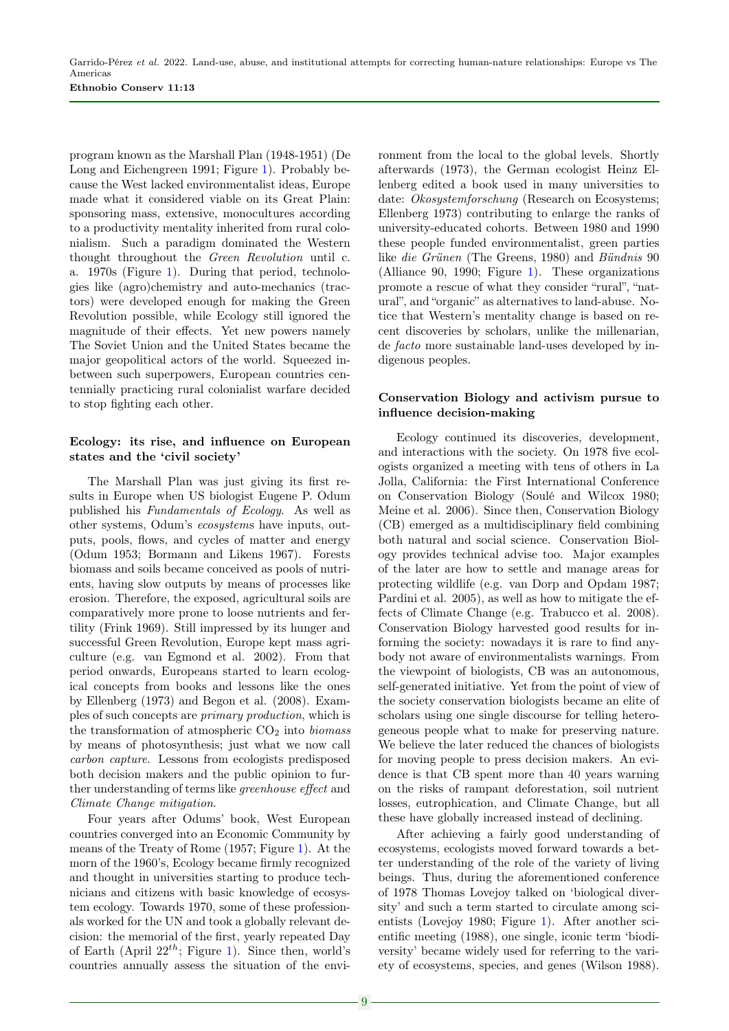program known as the Marshall Plan (1948-1951) (De Long and Eichengreen 1991; Figure 1). Probably because the West lacked environmentalist ideas, Europe made what it considered viable on its Great Plain: sponsoring mass, extensive, monocultures according to a productivity mentality inherited from rural colonialism. Such a paradigm dominated the Western thought throughout the *Green Revolution* until c. a. 1970s (Figure 1). During that period, technologies like (agro)chemistry and auto-mechanics (tractors) were developed enough for making the Green Revolution possible, while Ecology still ignored the magnitude of their effects. Yet new powers namely The Soviet Union and the United States became the major geopolitical actors of the world. Squeezed in-between such superpowers, European countries centennially practicing rural colonialist warfare decided to stop fighting each other.

### Ecology: its rise, and influence on European states and the 'civil society'

The Marshall Plan was just giving its first results in Europe when US biologist Eugene P. Odum published his *Fundamentals of Ecology*. As well as other systems, Odum's *ecosystems* have inputs, outputs, pools, flows, and cycles of matter and energy (Odum 1953; Bormann and Likens 1967). Forests biomass and soils became conceived as pools of nutrients, having slow outputs by means of processes like erosion. Therefore, the exposed, agricultural soils are comparatively more prone to loose nutrients and fertility (Frink 1969). Still impressed by its hunger and successful Green Revolution, Europe kept mass agriculture (e.g. van Egmond et al. 2002). From that period onwards, Europeans started to learn ecological concepts from books and lessons like the ones by Ellenberg (1973) and Begon et al. (2008). Examples of such concepts are *primary production*, which is the transformation of atmospheric $CO_2$ into *biomass* by means of photosynthesis; just what we now call *carbon capture*. Lessons from ecologists predisposed both decision makers and the public opinion to further understanding of terms like *greenhouse effect* and *Climate Change mitigation*.

Four years after Odums' book, West European countries converged into an Economic Community by means of the Treaty of Rome (1957; Figure 1). At the morn of the 1960's, Ecology became firmly recognized and thought in universities starting to produce technicians and citizens with basic knowledge of ecosystem ecology. Towards 1970, some of these professionals worked for the UN and took a globally relevant decision: the memorial of the first, yearly repeated Day of Earth (April $22^{th}$; Figure 1). Since then, world's countries annually assess the situation of the environment from the local to the global levels. Shortly afterwards (1973), the German ecologist Heinz Ellenberg edited a book used in many universities to date: *Okosystemforschung* (Research on Ecosystems; Ellenberg 1973) contributing to enlarge the ranks of university-educated cohorts. Between 1980 and 1990 these people funded environmentalist, green parties like *die Grünen* (The Greens, 1980) and *Bündnis* 90 (Alliance 90, 1990; Figure 1). These organizations promote a rescue of what they consider "rural", "natural", and "organic" as alternatives to land-abuse. Notice that Western's mentality change is based on recent discoveries by scholars, unlike the millenarian, de *facto* more sustainable land-uses developed by indigenous peoples.

### Conservation Biology and activism pursue to influence decision-making

Ecology continued its discoveries, development, and interactions with the society. On 1978 five ecologists organized a meeting with tens of others in La Jolla, California: the First International Conference on Conservation Biology (Soulé and Wilcox 1980; Meine et al. 2006). Since then, Conservation Biology (CB) emerged as a multidisciplinary field combining both natural and social science. Conservation Biology provides technical advise too. Major examples of the later are how to settle and manage areas for protecting wildlife (e.g. van Dorp and Opdam 1987; Pardini et al. 2005), as well as how to mitigate the effects of Climate Change (e.g. Trabucco et al. 2008). Conservation Biology harvested good results for informing the society: nowadays it is rare to find anybody not aware of environmentalists warnings. From the viewpoint of biologists, CB was an autonomous, self-generated initiative. Yet from the point of view of the society conservation biologists became an elite of scholars using one single discourse for telling heterogeneous people what to make for preserving nature. We believe the later reduced the chances of biologists for moving people to press decision makers. An evidence is that CB spent more than 40 years warning on the risks of rampant deforestation, soil nutrient losses, eutrophication, and Climate Change, but all these have globally increased instead of declining.

After achieving a fairly good understanding of ecosystems, ecologists moved forward towards a better understanding of the role of the variety of living beings. Thus, during the aforementioned conference of 1978 Thomas Lovejoy talked on 'biological diversity' and such a term started to circulate among scientists (Lovejoy 1980; Figure 1). After another scientific meeting (1988), one single, iconic term 'biodiversity' became widely used for referring to the variety of ecosystems, species, and genes (Wilson 1988).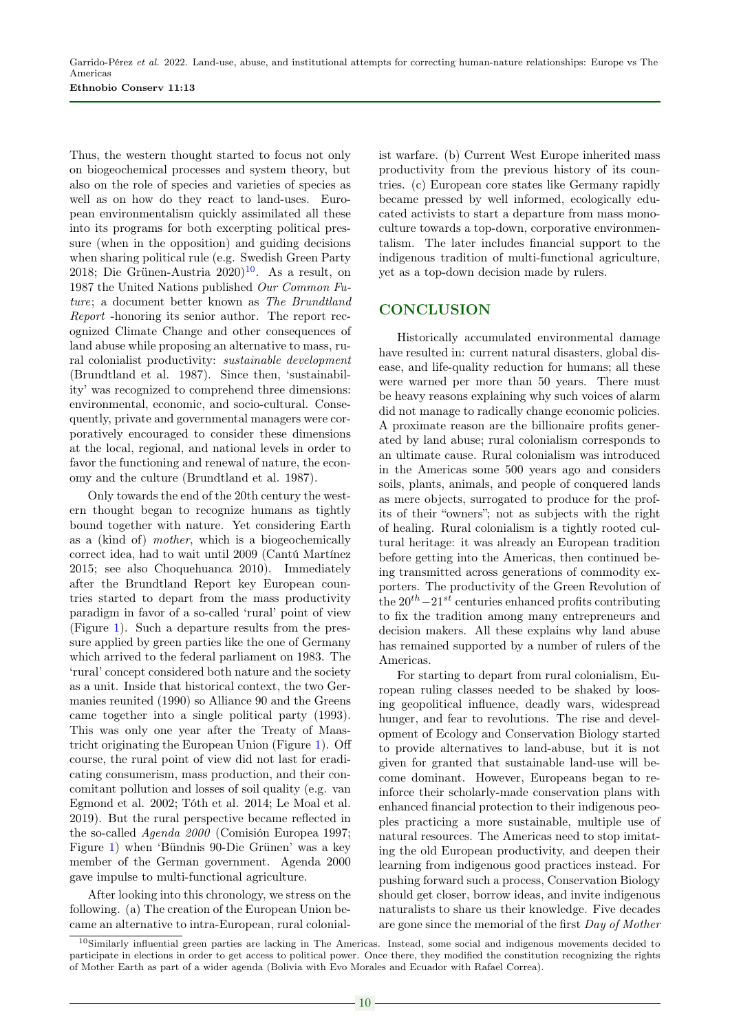Thus, the western thought started to focus not only on biogeochemical processes and system theory, but also on the role of species and varieties of species as well as on how do they react to land-uses. European environmentalism quickly assimilated all these into its programs for both excerpting political pressure (when in the opposition) and guiding decisions when sharing political rule (e.g. Swedish Green Party 2018; Die Grünen-Austria 2020)[10]. As a result, on 1987 the United Nations published *Our Common Future*; a document better known as *The Brundtland Report* -honoring its senior author. The report recognized Climate Change and other consequences of land abuse while proposing an alternative to mass, rural colonialist productivity: *sustainable development* (Brundtland et al. 1987). Since then, 'sustainability' was recognized to comprehend three dimensions: environmental, economic, and socio-cultural. Consequently, private and governmental managers were corporatively encouraged to consider these dimensions at the local, regional, and national levels in order to favor the functioning and renewal of nature, the economy and the culture (Brundtland et al. 1987).

Only towards the end of the 20th century the western thought began to recognize humans as tightly bound together with nature. Yet considering Earth as a (kind of) *mother*, which is a biogeochemically correct idea, had to wait until 2009 (Cantú Martínez 2015; see also Choquehuanca 2010). Immediately after the Brundtland Report key European countries started to depart from the mass productivity paradigm in favor of a so-called 'rural' point of view (Figure 1). Such a departure results from the pressure applied by green parties like the one of Germany which arrived to the federal parliament on 1983. The 'rural' concept considered both nature and the society as a unit. Inside that historical context, the two Germanies reunited (1990) so Alliance 90 and the Greens came together into a single political party (1993). This was only one year after the Treaty of Maastricht originating the European Union (Figure 1). Off course, the rural point of view did not last for eradicating consumerism, mass production, and their concomitant pollution and losses of soil quality (e.g. van Egmond et al. 2002; Tóth et al. 2014; Le Moal et al. 2019). But the rural perspective became reflected in the so-called *Agenda 2000* (Comisión Europea 1997; Figure 1) when 'Bündnis 90-Die Grünen' was a key member of the German government. Agenda 2000 gave impulse to multi-functional agriculture.

After looking into this chronology, we stress on the following. (a) The creation of the European Union became an alternative to intra-European, rural colonialist warfare. (b) Current West Europe inherited mass productivity from the previous history of its countries. (c) European core states like Germany rapidly became pressed by well informed, ecologically educated activists to start a departure from mass monoculture towards a top-down, corporative environmentalism. The later includes financial support to the indigenous tradition of multi-functional agriculture, yet as a top-down decision made by rulers.

## CONCLUSION

Historically accumulated environmental damage have resulted in: current natural disasters, global disease, and life-quality reduction for humans; all these were warned per more than 50 years. There must be heavy reasons explaining why such voices of alarm did not manage to radically change economic policies. A proximate reason are the billionaire profits generated by land abuse; rural colonialism corresponds to an ultimate cause. Rural colonialism was introduced in the Americas some 500 years ago and considers soils, plants, animals, and people of conquered lands as mere objects, surrogated to produce for the profits of their "owners"; not as subjects with the right of healing. Rural colonialism is a tightly rooted cultural heritage: it was already an European tradition before getting into the Americas, then continued being transmitted across generations of commodity exporters. The productivity of the Green Revolution of the $20^{th}-21^{st}$ centuries enhanced profits contributing to fix the tradition among many entrepreneurs and decision makers. All these explains why land abuse has remained supported by a number of rulers of the Americas.

For starting to depart from rural colonialism, European ruling classes needed to be shaked by loosing geopolitical influence, deadly wars, widespread hunger, and fear to revolutions. The rise and development of Ecology and Conservation Biology started to provide alternatives to land-abuse, but it is not given for granted that sustainable land-use will become dominant. However, Europeans began to reinforce their scholarly-made conservation plans with enhanced financial protection to their indigenous peoples practicing a more sustainable, multiple use of natural resources. The Americas need to stop imitating the old European productivity, and deepen their learning from indigenous good practices instead. For pushing forward such a process, Conservation Biology should get closer, borrow ideas, and invite indigenous naturalists to share us their knowledge. Five decades are gone since the memorial of the first *Day of Mother*

[10] Similarly influential green parties are lacking in The Americas. Instead, some social and indigenous movements decided to participate in elections in order to get access to political power. Once there, they modified the constitution recognizing the rights of Mother Earth as part of a wider agenda (Bolivia with Evo Morales and Ecuador with Rafael Correa).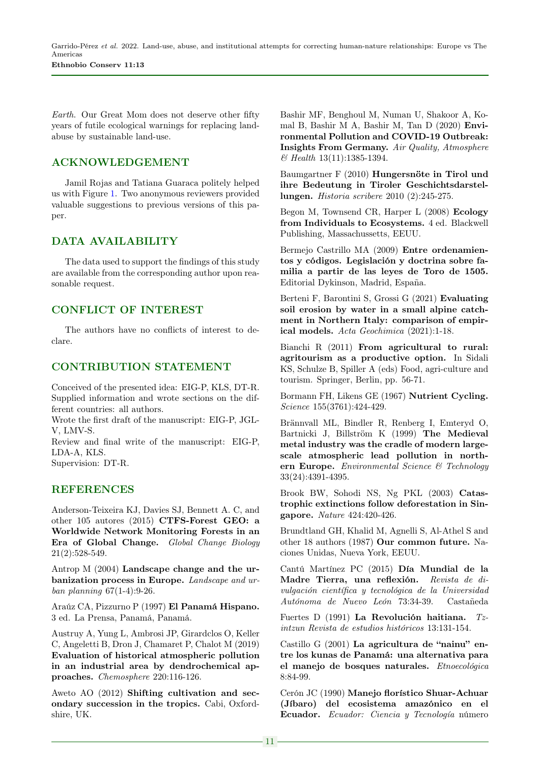*Earth*. Our Great Mom does not deserve other fifty years of futile ecological warnings for replacing land-abuse by sustainable land-use.

## ACKNOWLEDGEMENT

Jamil Rojas and Tatiana Guaraca politely helped us with Figure 1. Two anonymous reviewers provided valuable suggestions to previous versions of this paper.

## DATA AVAILABILITY

The data used to support the findings of this study are available from the corresponding author upon reasonable request.

## CONFLICT OF INTEREST

The authors have no conflicts of interest to declare.

## CONTRIBUTION STATEMENT

Conceived of the presented idea: EIG-P, KLS, DT-R.
Supplied information and wrote sections on the different countries: all authors.
Wrote the first draft of the manuscript: EIG-P, JGL-V, LMV-S.
Review and final write of the manuscript: EIG-P, LDA-A, KLS.
Supervision: DT-R.

## REFERENCES

Anderson-Teixeira KJ, Davies SJ, Bennett A. C, and other 105 autores (2015) **CTFS-Forest GEO: a Worldwide Network Monitoring Forests in an Era of Global Change.** *Global Change Biology* 21(2):528-549.

Antrop M (2004) **Landscape change and the urbanization process in Europe.** *Landscape and urban planning* 67(1-4):9-26.

Araúz CA, Pizzurno P (1997) **El Panamá Hispano.** 3 ed. La Prensa, Panamá, Panamá.

Austruy A, Yung L, Ambrosi JP, Girardclos O, Keller C, Angeletti B, Dron J, Chamaret P, Chalot M (2019) **Evaluation of historical atmospheric pollution in an industrial area by dendrochemical approaches.** *Chemosphere* 220:116-126.

Aweto AO (2012) **Shifting cultivation and secondary succession in the tropics.** Cabi, Oxfordshire, UK.

Bashir MF, Benghoul M, Numan U, Shakoor A, Komal B, Bashir M A, Bashir M, Tan D (2020) **Environmental Pollution and COVID-19 Outbreak: Insights From Germany.** *Air Quality, Atmosphere & Health* 13(11):1385-1394.

Baumgartner F (2010) **Hungersnöte in Tirol und ihre Bedeutung in Tiroler Geschichtsdarstellungen.** *Historia scribere* 2010 (2):245-275.

Begon M, Townsend CR, Harper L (2008) **Ecology from Individuals to Ecosystems.** 4 ed. Blackwell Publishing, Massachussetts, EEUU.

Bermejo Castrillo MA (2009) **Entre ordenamientos y códigos. Legislación y doctrina sobre familia a partir de las leyes de Toro de 1505.** Editorial Dykinson, Madrid, España.

Berteni F, Barontini S, Grossi G (2021) **Evaluating soil erosion by water in a small alpine catchment in Northern Italy: comparison of empirical models.** *Acta Geochimica* (2021):1-18.

Bianchi R (2011) **From agricultural to rural: agritourism as a productive option.** In Sidali KS, Schulze B, Spiller A (eds) Food, agri-culture and tourism. Springer, Berlin, pp. 56-71.

Bormann FH, Likens GE (1967) **Nutrient Cycling.** *Science* 155(3761):424-429.

Brännvall ML, Bindler R, Renberg I, Emteryd O, Bartnicki J, Billström K (1999) **The Medieval metal industry was the cradle of modern large-scale atmospheric lead pollution in northern Europe.** *Environmental Science & Technology* 33(24):4391-4395.

Brook BW, Sohodi NS, Ng PKL (2003) **Catastrophic extinctions follow deforestation in Singapore.** *Nature* 424:420-426.

Brundtland GH, Khalid M, Agnelli S, Al-Athel S and other 18 authors (1987) **Our common future.** Naciones Unidas, Nueva York, EEUU.

Cantú Martínez PC (2015) **Día Mundial de la Madre Tierra, una reflexión.** *Revista de divulgación científica y tecnológica de la Universidad Autónoma de Nuevo León* 73:34-39. Castañeda

Fuertes D (1991) **La Revolución haitiana.** *Tzintzun Revista de estudios históricos* 13:131-154.

Castillo G (2001) **La agricultura de "nainu" entre los kunas de Panamá: una alternativa para el manejo de bosques naturales.** *Etnoecológica* 8:84-99.

Cerón JC (1990) **Manejo florístico Shuar-Achuar (Jíbaro) del ecosistema amazónico en el Ecuador.** *Ecuador: Ciencia y Tecnología* número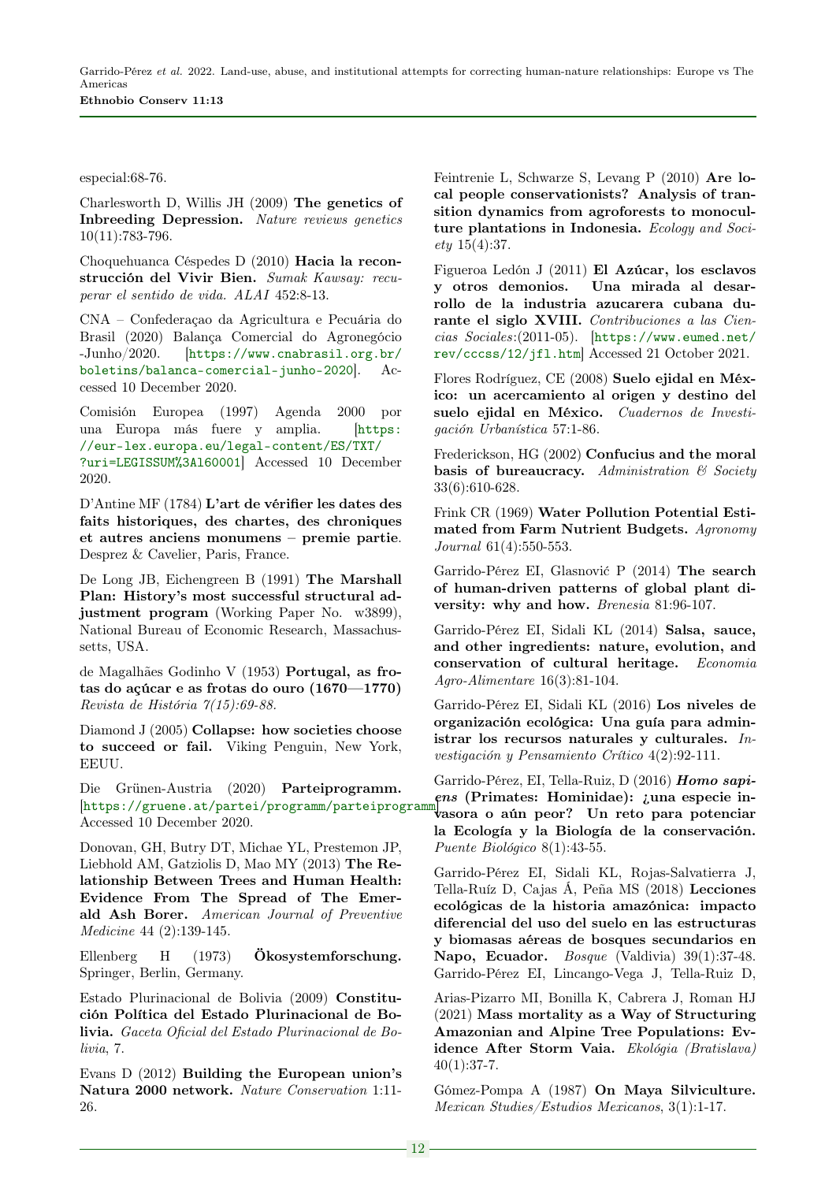especial:68-76.

Charlesworth D, Willis JH (2009) **The genetics of Inbreeding Depression.** *Nature reviews genetics* 10(11):783-796.

Choquehuanca Céspedes D (2010) **Hacia la reconstrucción del Vivir Bien.** *Sumak Kawsay: recuperar el sentido de vida. ALAI* 452:8-13.

CNA – Confederaçao da Agricultura e Pecuária do Brasil (2020) Balança Comercial do Agronegócio -Junho/2020. [https://www.cnabrasil.org.br/boletins/balanca-comercial-junho-2020]. Accessed 10 December 2020.

Comisión Europea (1997) Agenda 2000 por una Europa más fuere y amplia. [https://eur-lex.europa.eu/legal-content/ES/TXT/?uri=LEGISSUM%3Al60001] Accessed 10 December 2020.

D'Antine MF (1784) **L'art de vérifier les dates des faits historiques, des chartes, des chroniques et autres anciens monumens – premie partie**. Desprez & Cavelier, Paris, France.

De Long JB, Eichengreen B (1991) **The Marshall Plan: History's most successful structural adjustment program** (Working Paper No. w3899), National Bureau of Economic Research, Massachussetts, USA.

de Magalhães Godinho V (1953) **Portugal, as frotas do açúcar e as frotas do ouro (1670—1770)** *Revista de História 7(15):69-88.*

Diamond J (2005) **Collapse: how societies choose to succeed or fail.** Viking Penguin, New York, EEUU.

Die Grünen-Austria (2020) **Parteiprogramm.** [https://gruene.at/partei/programm/parteiprogramm] Accessed 10 December 2020.

Donovan, GH, Butry DT, Michae YL, Prestemon JP, Liebhold AM, Gatziolis D, Mao MY (2013) **The Relationship Between Trees and Human Health: Evidence From The Spread of The Emerald Ash Borer.** *American Journal of Preventive Medicine* 44 (2):139-145.

Ellenberg H (1973) **Ökosystemforschung.** Springer, Berlin, Germany.

Estado Plurinacional de Bolivia (2009) **Constitución Política del Estado Plurinacional de Bolivia.** *Gaceta Oficial del Estado Plurinacional de Bolivia*, 7.

Evans D (2012) **Building the European union's Natura 2000 network.** *Nature Conservation* 1:11-26.

Feintrenie L, Schwarze S, Levang P (2010) **Are local people conservationists? Analysis of transition dynamics from agroforests to monoculture plantations in Indonesia.** *Ecology and Society* 15(4):37.

Figueroa Ledón J (2011) **El Azúcar, los esclavos y otros demonios. Una mirada al desarrollo de la industria azucarera cubana durante el siglo XVIII.** *Contribuciones a las Ciencias Sociales*:(2011-05). [https://www.eumed.net/rev/cccss/12/jfl.htm] Accessed 21 October 2021.

Flores Rodríguez, CE (2008) **Suelo ejidal en México: un acercamiento al origen y destino del suelo ejidal en México.** *Cuadernos de Investigación Urbanística* 57:1-86.

Frederickson, HG (2002) **Confucius and the moral basis of bureaucracy.** *Administration & Society* 33(6):610-628.

Frink CR (1969) **Water Pollution Potential Estimated from Farm Nutrient Budgets.** *Agronomy Journal* 61(4):550-553.

Garrido-Pérez EI, Glasnović P (2014) **The search of human-driven patterns of global plant diversity: why and how.** *Brenesia* 81:96-107.

Garrido-Pérez EI, Sidali KL (2014) **Salsa, sauce, and other ingredients: nature, evolution, and conservation of cultural heritage.** *Economia Agro-Alimentare* 16(3):81-104.

Garrido-Pérez EI, Sidali KL (2016) **Los niveles de organización ecológica: Una guía para administrar los recursos naturales y culturales.** *Investigación y Pensamiento Crítico* 4(2):92-111.

Garrido-Pérez, EI, Tella-Ruiz, D (2016) ***Homo sapiens* (Primates: Hominidae): ¿una especie invasora o aún peor? Un reto para potenciar la Ecología y la Biología de la conservación.** *Puente Biológico* 8(1):43-55.

Garrido-Pérez EI, Sidali KL, Rojas-Salvatierra J, Tella-Ruíz D, Cajas Á, Peña MS (2018) **Lecciones ecológicas de la historia amazónica: impacto diferencial del uso del suelo en las estructuras y biomasas aéreas de bosques secundarios en Napo, Ecuador.** *Bosque* (Valdivia) 39(1):37-48. Garrido-Pérez EI, Lincango-Vega J, Tella-Ruiz D,

Arias-Pizarro MI, Bonilla K, Cabrera J, Roman HJ (2021) **Mass mortality as a Way of Structuring Amazonian and Alpine Tree Populations: Evidence After Storm Vaia.** *Ekológia (Bratislava)* 40(1):37-7.

Gómez-Pompa A (1987) **On Maya Silviculture.** *Mexican Studies/Estudios Mexicanos*, 3(1):1-17.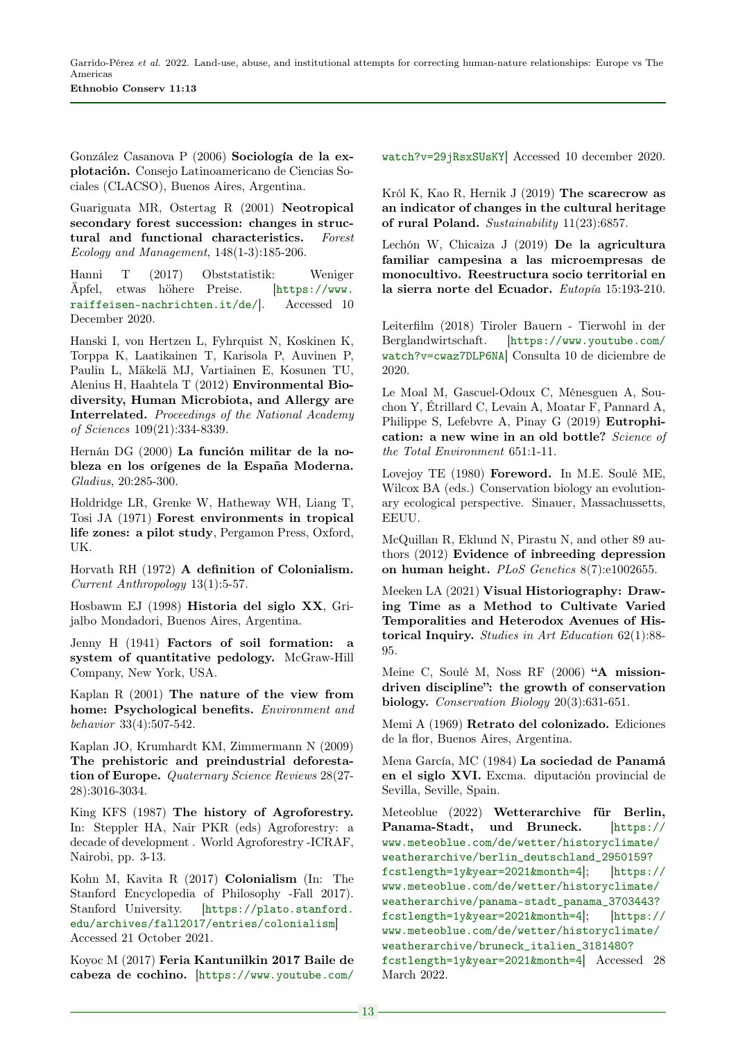González Casanova P (2006) **Sociología de la explotación.** Consejo Latinoamericano de Ciencias Sociales (CLACSO), Buenos Aires, Argentina.

Guariguata MR, Ostertag R (2001) **Neotropical secondary forest succession: changes in structural and functional characteristics.** *Forest Ecology and Management*, 148(1-3):185-206.

Hanni T (2017) Obststatistik: Weniger Äpfel, etwas höhere Preise. [https://www.raiffeisen-nachrichten.it/de/]. Accessed 10 December 2020.

Hanski I, von Hertzen L, Fyhrquist N, Koskinen K, Torppa K, Laatikainen T, Karisola P, Auvinen P, Paulin L, Mäkelä MJ, Vartiainen E, Kosunen TU, Alenius H, Haahtela T (2012) **Environmental Biodiversity, Human Microbiota, and Allergy are Interrelated.** *Proceedings of the National Academy of Sciences* 109(21):334-8339.

Hernán DG (2000) **La función militar de la nobleza en los orígenes de la España Moderna.** *Gladius*, 20:285-300.

Holdridge LR, Grenke W, Hatheway WH, Liang T, Tosi JA (1971) **Forest environments in tropical life zones: a pilot study**, Pergamon Press, Oxford, UK.

Horvath RH (1972) **A definition of Colonialism.** *Current Anthropology* 13(1):5-57.

Hosbawm EJ (1998) **Historia del siglo XX**, Grijalbo Mondadori, Buenos Aires, Argentina.

Jenny H (1941) **Factors of soil formation: a system of quantitative pedology.** McGraw-Hill Company, New York, USA.

Kaplan R (2001) **The nature of the view from home: Psychological benefits.** *Environment and behavior* 33(4):507-542.

Kaplan JO, Krumhardt KM, Zimmermann N (2009) **The prehistoric and preindustrial deforestation of Europe.** *Quaternary Science Reviews* 28(27-28):3016-3034.

King KFS (1987) **The history of Agroforestry.** In: Steppler HA, Nair PKR (eds) Agroforestry: a decade of development . World Agroforestry -ICRAF, Nairobi, pp. 3-13.

Kohn M, Kavita R (2017) **Colonialism** (In: The Stanford Encyclopedia of Philosophy -Fall 2017). Stanford University. [https://plato.stanford.edu/archives/fall2017/entries/colonialism] Accessed 21 October 2021.

Koyoc M (2017) **Feria Kantunilkin 2017 Baile de cabeza de cochino.** [https://www.youtube.com/watch?v=29jRsxSUsKY] Accessed 10 december 2020.

Król K, Kao R, Hernik J (2019) **The scarecrow as an indicator of changes in the cultural heritage of rural Poland.** *Sustainability* 11(23):6857.

Lechón W, Chicaiza J (2019) **De la agricultura familiar campesina a las microempresas de monocultivo. Reestructura socio territorial en la sierra norte del Ecuador.** *Eutopía* 15:193-210.

Leiterfilm (2018) Tiroler Bauern - Tierwohl in der Berglandwirtschaft. [https://www.youtube.com/watch?v=cwaz7DLP6NA] Consulta 10 de diciembre de 2020.

Le Moal M, Gascuel-Odoux C, Ménesguen A, Souchon Y, Étrillard C, Levain A, Moatar F, Pannard A, Philippe S, Lefebvre A, Pinay G (2019) **Eutrophication: a new wine in an old bottle?** *Science of the Total Environment* 651:1-11.

Lovejoy TE (1980) **Foreword.** In M.E. Soulé ME, Wilcox BA (eds.) Conservation biology an evolutionary ecological perspective. Sinauer, Massachussetts, EEUU.

McQuillan R, Eklund N, Pirastu N, and other 89 authors (2012) **Evidence of inbreeding depression on human height.** *PLoS Genetics* 8(7):e1002655.

Meeken LA (2021) **Visual Historiography: Drawing Time as a Method to Cultivate Varied Temporalities and Heterodox Avenues of Historical Inquiry.** *Studies in Art Education* 62(1):88-95.

Meine C, Soulé M, Noss RF (2006) **"A mission-driven discipline": the growth of conservation biology.** *Conservation Biology* 20(3):631-651.

Memi A (1969) **Retrato del colonizado.** Ediciones de la flor, Buenos Aires, Argentina.

Mena García, MC (1984) **La sociedad de Panamá en el siglo XVI.** Excma. diputación provincial de Sevilla, Seville, Spain.

Meteoblue (2022) **Wetterarchive für Berlin, Panama-Stadt, und Bruneck.** [https://www.meteoblue.com/de/wetter/historyclimate/weatherarchive/berlin_deutschland_2950159?fcstlength=1y&year=2021&month=4]; [https://www.meteoblue.com/de/wetter/historyclimate/weatherarchive/panama-stadt_panama_3703443?fcstlength=1y&year=2021&month=4]; [https://www.meteoblue.com/de/wetter/historyclimate/weatherarchive/bruneck_italien_3181480?fcstlength=1y&year=2021&month=4] Accessed 28 March 2022.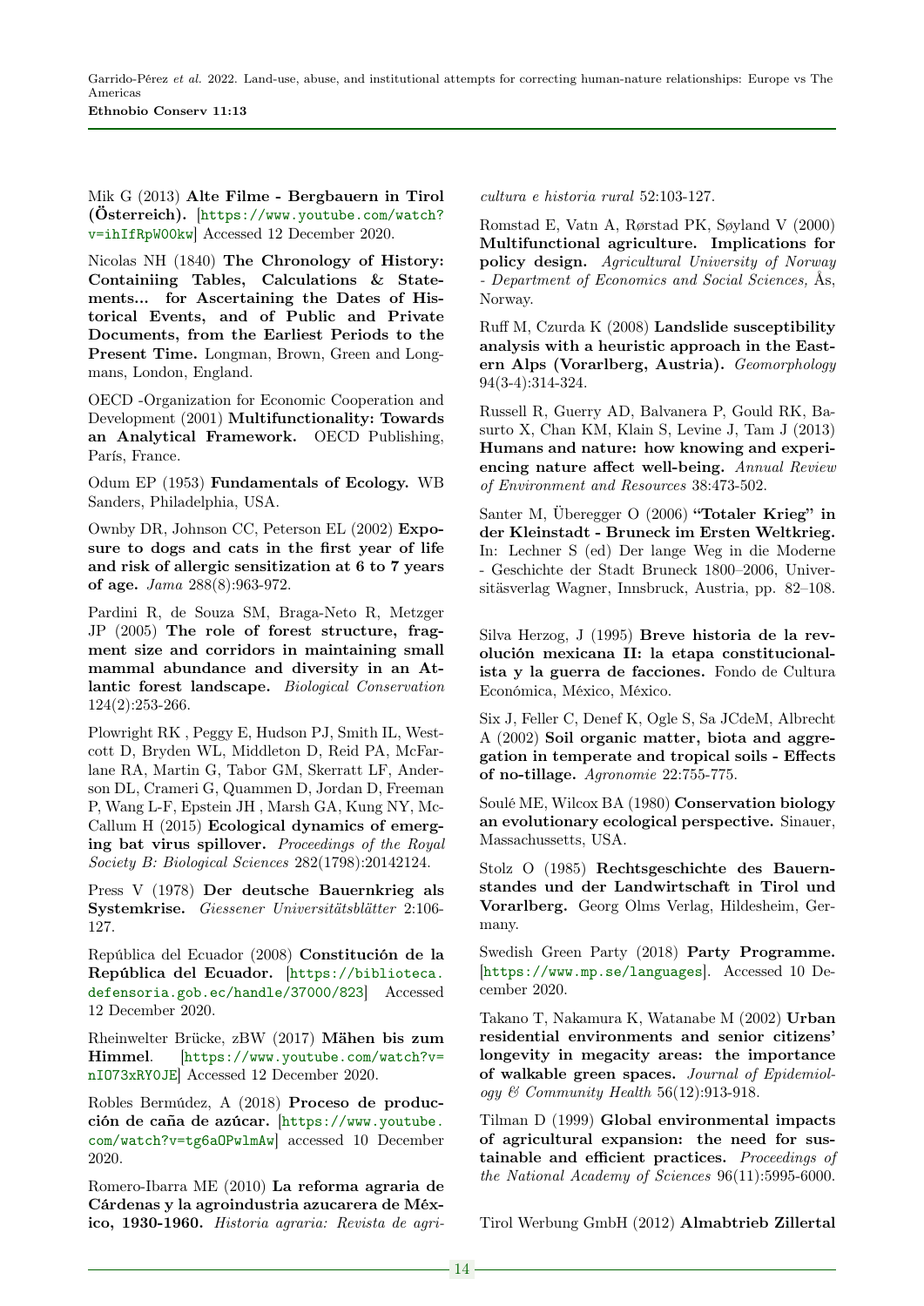Mik G (2013) **Alte Filme - Bergbauern in Tirol (Österreich).** [https://www.youtube.com/watch?v=ihIfRpWOOkw] Accessed 12 December 2020.

Nicolas NH (1840) **The Chronology of History: Containiing Tables, Calculations & Statements... for Ascertaining the Dates of Historical Events, and of Public and Private Documents, from the Earliest Periods to the Present Time.** Longman, Brown, Green and Longmans, London, England.

OECD -Organization for Economic Cooperation and Development (2001) **Multifunctionality: Towards an Analytical Framework.** OECD Publishing, París, France.

Odum EP (1953) **Fundamentals of Ecology.** WB Sanders, Philadelphia, USA.

Ownby DR, Johnson CC, Peterson EL (2002) **Exposure to dogs and cats in the first year of life and risk of allergic sensitization at 6 to 7 years of age.** *Jama* 288(8):963-972.

Pardini R, de Souza SM, Braga-Neto R, Metzger JP (2005) **The role of forest structure, fragment size and corridors in maintaining small mammal abundance and diversity in an Atlantic forest landscape.** *Biological Conservation* 124(2):253-266.

Plowright RK , Peggy E, Hudson PJ, Smith IL, Westcott D, Bryden WL, Middleton D, Reid PA, McFarlane RA, Martin G, Tabor GM, Skerratt LF, Anderson DL, Crameri G, Quammen D, Jordan D, Freeman P, Wang L-F, Epstein JH , Marsh GA, Kung NY, McCallum H (2015) **Ecological dynamics of emerging bat virus spillover.** *Proceedings of the Royal Society B: Biological Sciences* 282(1798):20142124.

Press V (1978) **Der deutsche Bauernkrieg als Systemkrise.** *Giessener Universitätsblätter* 2:106-127.

República del Ecuador (2008) **Constitución de la República del Ecuador.** [https://biblioteca.defensoria.gob.ec/handle/37000/823] Accessed 12 December 2020.

Rheinwelter Brücke, zBW (2017) **Mähen bis zum Himmel**. [https://www.youtube.com/watch?v=nIO73xRY0JE] Accessed 12 December 2020.

Robles Bermúdez, A (2018) **Proceso de producción de caña de azúcar.** [https://www.youtube.com/watch?v=tg6aOPwlmAw] accessed 10 December 2020.

Romero-Ibarra ME (2010) **La reforma agraria de Cárdenas y la agroindustria azucarera de México, 1930-1960.** *Historia agraria: Revista de agricultura e historia rural* 52:103-127.

Romstad E, Vatn A, Rørstad PK, Søyland V (2000) **Multifunctional agriculture. Implications for policy design.** *Agricultural University of Norway - Department of Economics and Social Sciences,* Ås, Norway.

Ruff M, Czurda K (2008) **Landslide susceptibility analysis with a heuristic approach in the Eastern Alps (Vorarlberg, Austria).** *Geomorphology* 94(3-4):314-324.

Russell R, Guerry AD, Balvanera P, Gould RK, Basurto X, Chan KM, Klain S, Levine J, Tam J (2013) **Humans and nature: how knowing and experiencing nature affect well-being.** *Annual Review of Environment and Resources* 38:473-502.

Santer M, Überegger O (2006) **"Totaler Krieg" in der Kleinstadt - Bruneck im Ersten Weltkrieg.** In: Lechner S (ed) Der lange Weg in die Moderne - Geschichte der Stadt Bruneck 1800–2006, Universitäsverlag Wagner, Innsbruck, Austria, pp. 82–108.

Silva Herzog, J (1995) **Breve historia de la revolución mexicana II: la etapa constitucionalista y la guerra de facciones.** Fondo de Cultura Económica, México, México.

Six J, Feller C, Denef K, Ogle S, Sa JCdeM, Albrecht A (2002) **Soil organic matter, biota and aggregation in temperate and tropical soils - Effects of no-tillage.** *Agronomie* 22:755-775.

Soulé ME, Wilcox BA (1980) **Conservation biology an evolutionary ecological perspective.** Sinauer, Massachussetts, USA.

Stolz O (1985) **Rechtsgeschichte des Bauernstandes und der Landwirtschaft in Tirol und Vorarlberg.** Georg Olms Verlag, Hildesheim, Germany.

Swedish Green Party (2018) **Party Programme.** [https://www.mp.se/languages]. Accessed 10 December 2020.

Takano T, Nakamura K, Watanabe M (2002) **Urban residential environments and senior citizens' longevity in megacity areas: the importance of walkable green spaces.** *Journal of Epidemiology & Community Health* 56(12):913-918.

Tilman D (1999) **Global environmental impacts of agricultural expansion: the need for sustainable and efficient practices.** *Proceedings of the National Academy of Sciences* 96(11):5995-6000.

Tirol Werbung GmbH (2012) **Almabtrieb Zillertal**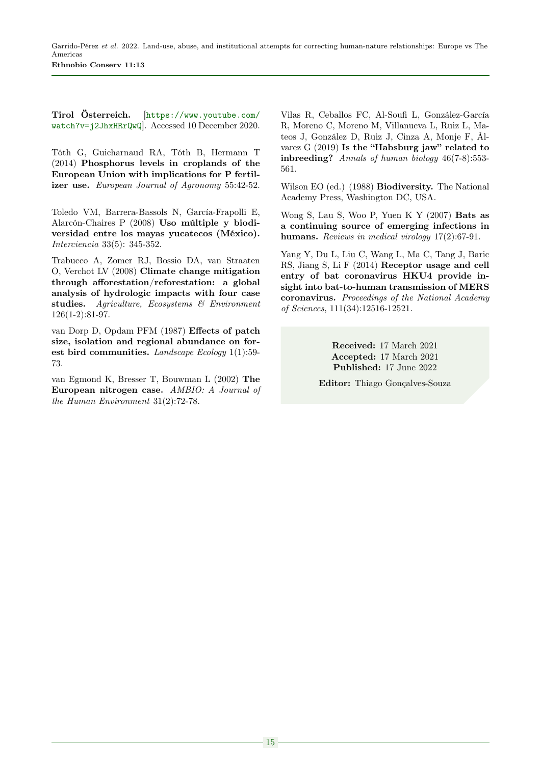**Tirol Österreich.** [https://www.youtube.com/watch?v=j2JhxHRrQwQ]. Accessed 10 December 2020.

Tóth G, Guicharnaud RA, Tóth B, Hermann T (2014) **Phosphorus levels in croplands of the European Union with implications for P fertilizer use.** *European Journal of Agronomy* 55:42-52.

Toledo VM, Barrera-Bassols N, García-Frapolli E, Alarcón-Chaires P (2008) **Uso múltiple y biodiversidad entre los mayas yucatecos (México).** *Interciencia* 33(5): 345-352.

Trabucco A, Zomer RJ, Bossio DA, van Straaten O, Verchot LV (2008) **Climate change mitigation through afforestation/reforestation: a global analysis of hydrologic impacts with four case studies.** *Agriculture, Ecosystems & Environment* 126(1-2):81-97.

van Dorp D, Opdam PFM (1987) **Effects of patch size, isolation and regional abundance on forest bird communities.** *Landscape Ecology* 1(1):59-73.

van Egmond K, Bresser T, Bouwman L (2002) **The European nitrogen case.** *AMBIO: A Journal of the Human Environment* 31(2):72-78.

Vilas R, Ceballos FC, Al-Soufi L, González-García R, Moreno C, Moreno M, Villanueva L, Ruiz L, Mateos J, González D, Ruiz J, Cinza A, Monje F, Álvarez G (2019) **Is the "Habsburg jaw" related to inbreeding?** *Annals of human biology* 46(7-8):553-561.

Wilson EO (ed.) (1988) **Biodiversity.** The National Academy Press, Washington DC, USA.

Wong S, Lau S, Woo P, Yuen K Y (2007) **Bats as a continuing source of emerging infections in humans.** *Reviews in medical virology* 17(2):67-91.

Yang Y, Du L, Liu C, Wang L, Ma C, Tang J, Baric RS, Jiang S, Li F (2014) **Receptor usage and cell entry of bat coronavirus HKU4 provide insight into bat-to-human transmission of MERS coronavirus.** *Proceedings of the National Academy of Sciences*, 111(34):12516-12521.

**Received:** 17 March 2021
**Accepted:** 17 March 2021
**Published:** 17 June 2022

**Editor:** Thiago Gonçalves-Souza